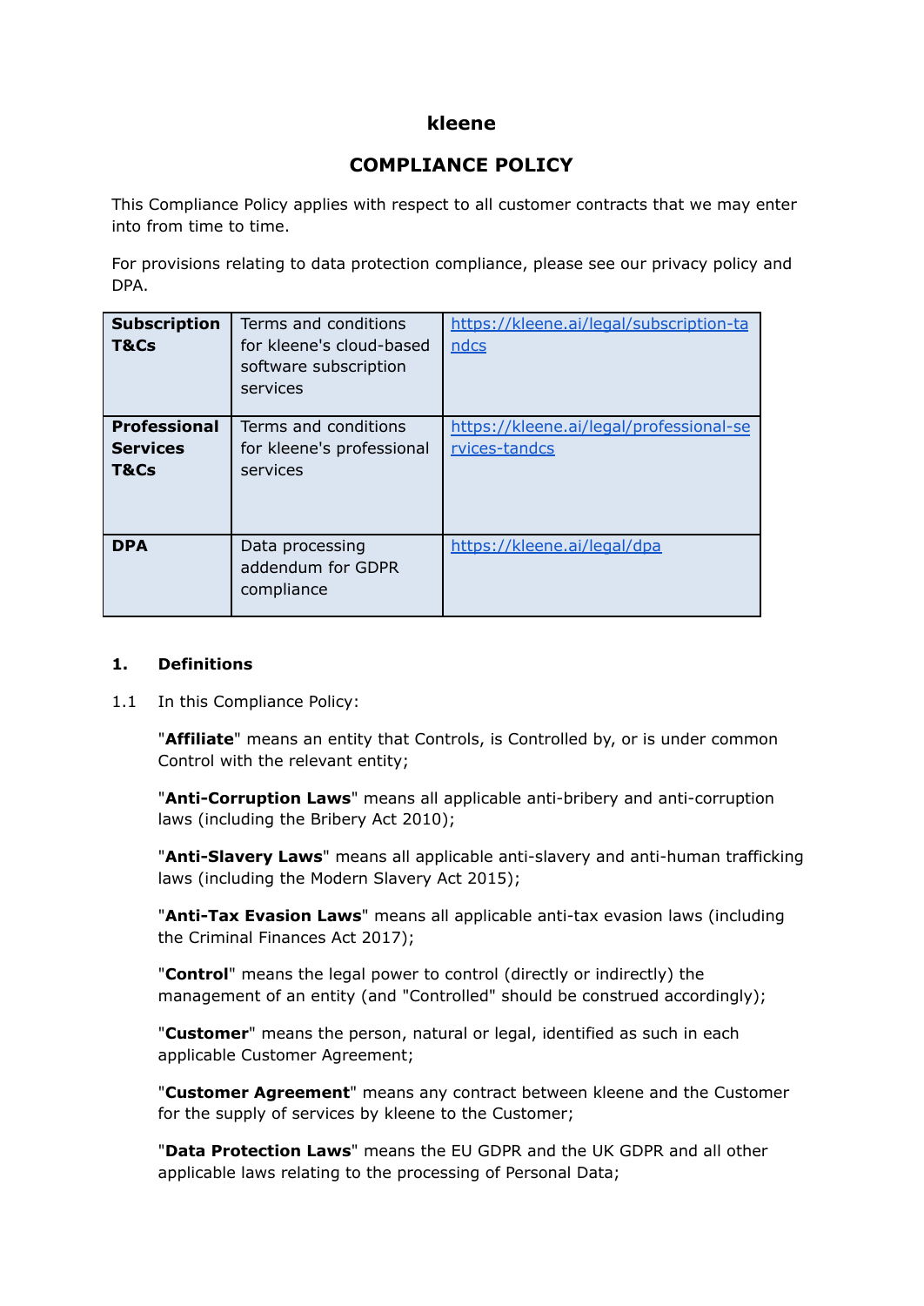# kleene

## COMPLIANCE POLICY

This Compliance Policy applies with respect to all customer contracts that we may enter into from time to time.

For provisions relating to data protection compliance, please see our privacy policy and DPA.

| | | |
|---|---|---|
| **Subscription T&Cs** | Terms and conditions for kleene's cloud-based software subscription services | https://kleene.ai/legal/subscription-tandcs |
| **Professional Services T&Cs** | Terms and conditions for kleene's professional services | https://kleene.ai/legal/professional-services-tandcs |
| **DPA** | Data processing addendum for GDPR compliance | https://kleene.ai/legal/dpa |

### 1. Definitions

1.1 In this Compliance Policy:

"**Affiliate**" means an entity that Controls, is Controlled by, or is under common Control with the relevant entity;

"**Anti-Corruption Laws**" means all applicable anti-bribery and anti-corruption laws (including the Bribery Act 2010);

"**Anti-Slavery Laws**" means all applicable anti-slavery and anti-human trafficking laws (including the Modern Slavery Act 2015);

"**Anti-Tax Evasion Laws**" means all applicable anti-tax evasion laws (including the Criminal Finances Act 2017);

"**Control**" means the legal power to control (directly or indirectly) the management of an entity (and "Controlled" should be construed accordingly);

"**Customer**" means the person, natural or legal, identified as such in each applicable Customer Agreement;

"**Customer Agreement**" means any contract between kleene and the Customer for the supply of services by kleene to the Customer;

"**Data Protection Laws**" means the EU GDPR and the UK GDPR and all other applicable laws relating to the processing of Personal Data;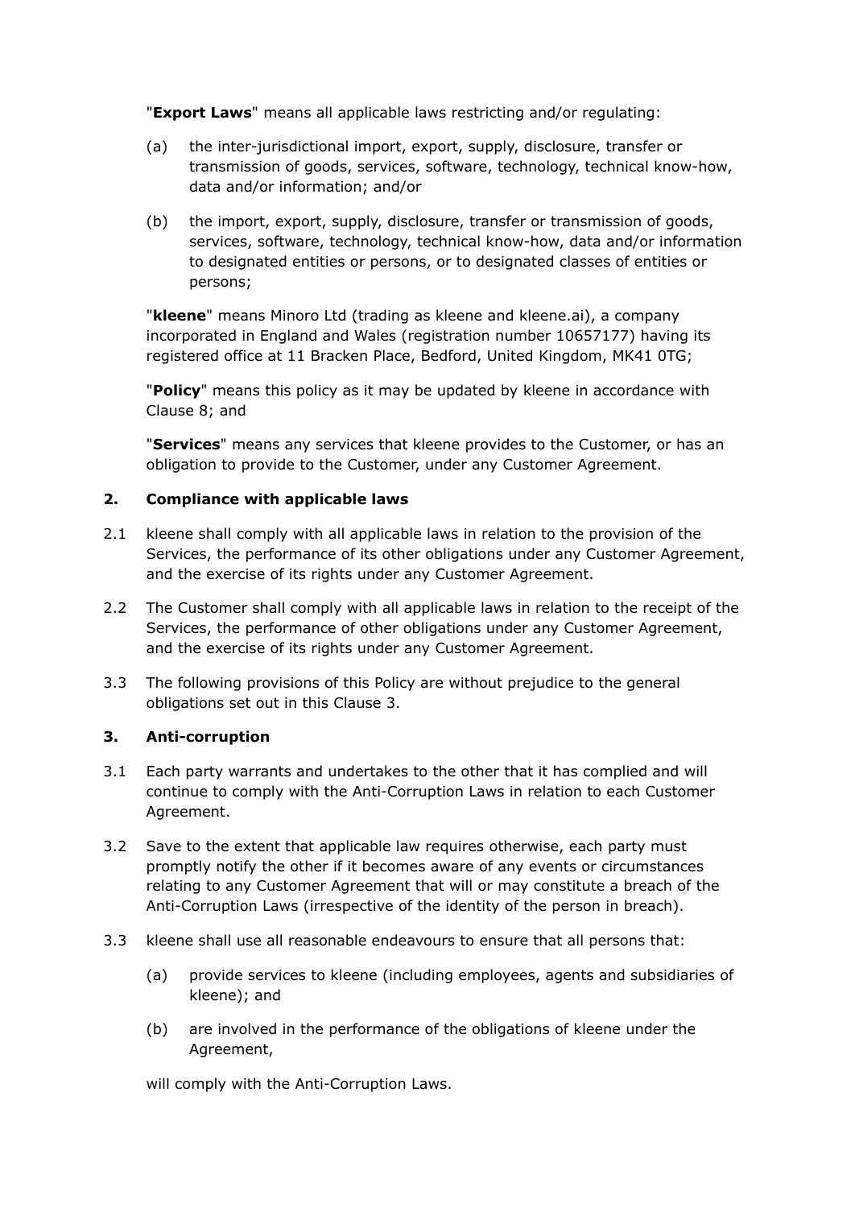"**Export Laws**" means all applicable laws restricting and/or regulating:

(a) the inter-jurisdictional import, export, supply, disclosure, transfer or transmission of goods, services, software, technology, technical know-how, data and/or information; and/or

(b) the import, export, supply, disclosure, transfer or transmission of goods, services, software, technology, technical know-how, data and/or information to designated entities or persons, or to designated classes of entities or persons;

"**kleene**" means Minoro Ltd (trading as kleene and kleene.ai), a company incorporated in England and Wales (registration number 10657177) having its registered office at 11 Bracken Place, Bedford, United Kingdom, MK41 0TG;

"**Policy**" means this policy as it may be updated by kleene in accordance with Clause 8; and

"**Services**" means any services that kleene provides to the Customer, or has an obligation to provide to the Customer, under any Customer Agreement.

## 2. Compliance with applicable laws

2.1 kleene shall comply with all applicable laws in relation to the provision of the Services, the performance of its other obligations under any Customer Agreement, and the exercise of its rights under any Customer Agreement.

2.2 The Customer shall comply with all applicable laws in relation to the receipt of the Services, the performance of other obligations under any Customer Agreement, and the exercise of its rights under any Customer Agreement.

3.3 The following provisions of this Policy are without prejudice to the general obligations set out in this Clause 3.

## 3. Anti-corruption

3.1 Each party warrants and undertakes to the other that it has complied and will continue to comply with the Anti-Corruption Laws in relation to each Customer Agreement.

3.2 Save to the extent that applicable law requires otherwise, each party must promptly notify the other if it becomes aware of any events or circumstances relating to any Customer Agreement that will or may constitute a breach of the Anti-Corruption Laws (irrespective of the identity of the person in breach).

3.3 kleene shall use all reasonable endeavours to ensure that all persons that:

(a) provide services to kleene (including employees, agents and subsidiaries of kleene); and

(b) are involved in the performance of the obligations of kleene under the Agreement,

will comply with the Anti-Corruption Laws.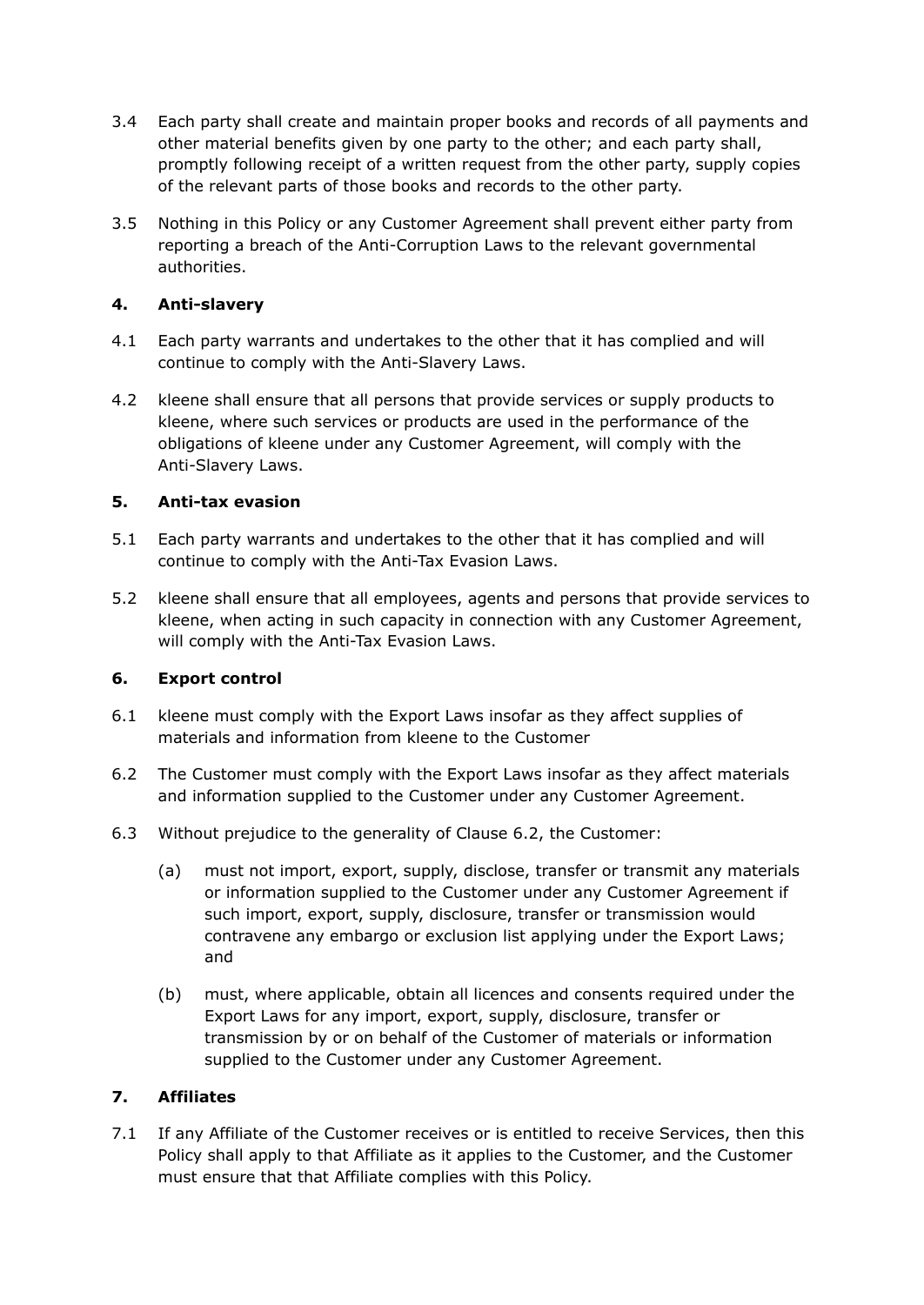3.4 Each party shall create and maintain proper books and records of all payments and other material benefits given by one party to the other; and each party shall, promptly following receipt of a written request from the other party, supply copies of the relevant parts of those books and records to the other party.

3.5 Nothing in this Policy or any Customer Agreement shall prevent either party from reporting a breach of the Anti-Corruption Laws to the relevant governmental authorities.

## 4. Anti-slavery

4.1 Each party warrants and undertakes to the other that it has complied and will continue to comply with the Anti-Slavery Laws.

4.2 kleene shall ensure that all persons that provide services or supply products to kleene, where such services or products are used in the performance of the obligations of kleene under any Customer Agreement, will comply with the Anti-Slavery Laws.

## 5. Anti-tax evasion

5.1 Each party warrants and undertakes to the other that it has complied and will continue to comply with the Anti-Tax Evasion Laws.

5.2 kleene shall ensure that all employees, agents and persons that provide services to kleene, when acting in such capacity in connection with any Customer Agreement, will comply with the Anti-Tax Evasion Laws.

## 6. Export control

6.1 kleene must comply with the Export Laws insofar as they affect supplies of materials and information from kleene to the Customer

6.2 The Customer must comply with the Export Laws insofar as they affect materials and information supplied to the Customer under any Customer Agreement.

6.3 Without prejudice to the generality of Clause 6.2, the Customer:

(a) must not import, export, supply, disclose, transfer or transmit any materials or information supplied to the Customer under any Customer Agreement if such import, export, supply, disclosure, transfer or transmission would contravene any embargo or exclusion list applying under the Export Laws; and

(b) must, where applicable, obtain all licences and consents required under the Export Laws for any import, export, supply, disclosure, transfer or transmission by or on behalf of the Customer of materials or information supplied to the Customer under any Customer Agreement.

## 7. Affiliates

7.1 If any Affiliate of the Customer receives or is entitled to receive Services, then this Policy shall apply to that Affiliate as it applies to the Customer, and the Customer must ensure that that Affiliate complies with this Policy.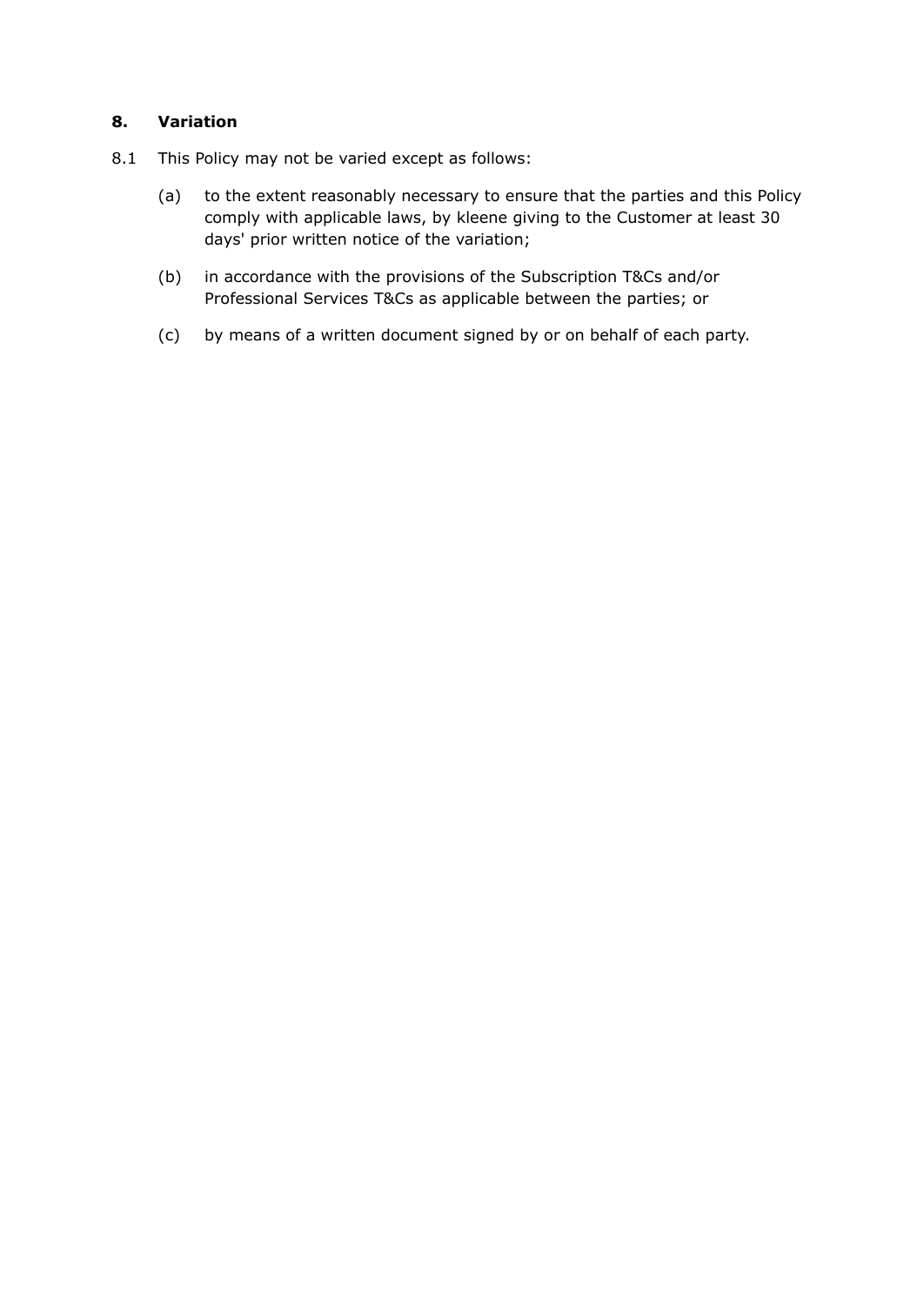## 8. Variation

8.1 This Policy may not be varied except as follows:

(a) to the extent reasonably necessary to ensure that the parties and this Policy comply with applicable laws, by kleene giving to the Customer at least 30 days' prior written notice of the variation;

(b) in accordance with the provisions of the Subscription T&Cs and/or Professional Services T&Cs as applicable between the parties; or

(c) by means of a written document signed by or on behalf of each party.